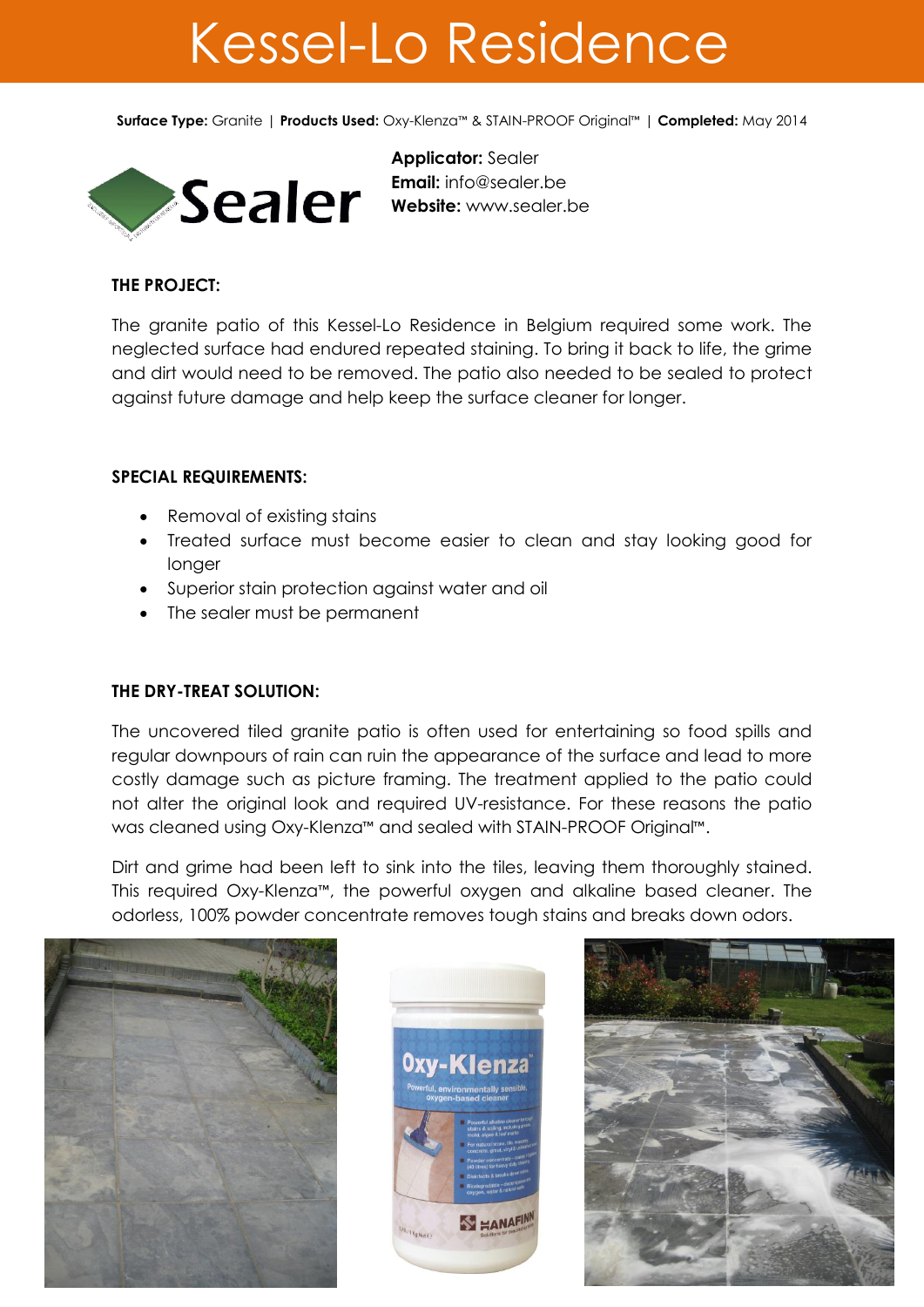# Kessel-Lo Residence

**Surface Type:** Granite | **Products Used:** Oxy-Klenza™ & STAIN-PROOF Original™ | **Completed:** May 2014

**Applicator:** Sealer
**Email:** info@sealer.be
**Website:** www.sealer.be

**THE PROJECT:**

The granite patio of this Kessel-Lo Residence in Belgium required some work. The neglected surface had endured repeated staining. To bring it back to life, the grime and dirt would need to be removed. The patio also needed to be sealed to protect against future damage and help keep the surface cleaner for longer.

**SPECIAL REQUIREMENTS:**

- Removal of existing stains
- Treated surface must become easier to clean and stay looking good for longer
- Superior stain protection against water and oil
- The sealer must be permanent

**THE DRY-TREAT SOLUTION:**

The uncovered tiled granite patio is often used for entertaining so food spills and regular downpours of rain can ruin the appearance of the surface and lead to more costly damage such as picture framing. The treatment applied to the patio could not alter the original look and required UV-resistance. For these reasons the patio was cleaned using Oxy-Klenza™ and sealed with STAIN-PROOF Original™.

Dirt and grime had been left to sink into the tiles, leaving them thoroughly stained. This required Oxy-Klenza™, the powerful oxygen and alkaline based cleaner. The odorless, 100% powder concentrate removes tough stains and breaks down odors.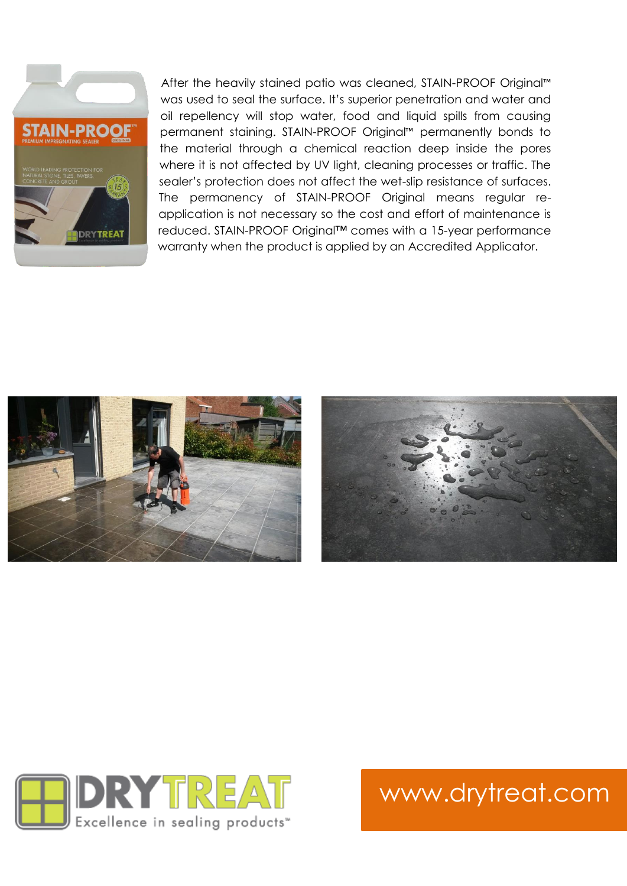After the heavily stained patio was cleaned, STAIN-PROOF Original™ was used to seal the surface. It's superior penetration and water and oil repellency will stop water, food and liquid spills from causing permanent staining. STAIN-PROOF Original™ permanently bonds to the material through a chemical reaction deep inside the pores where it is not affected by UV light, cleaning processes or traffic. The sealer's protection does not affect the wet-slip resistance of surfaces. The permanency of STAIN-PROOF Original means regular re-application is not necessary so the cost and effort of maintenance is reduced. STAIN-PROOF Original™ comes with a 15-year performance warranty when the product is applied by an Accredited Applicator.

DRYTREAT
Excellence in sealing products™

www.drytreat.com